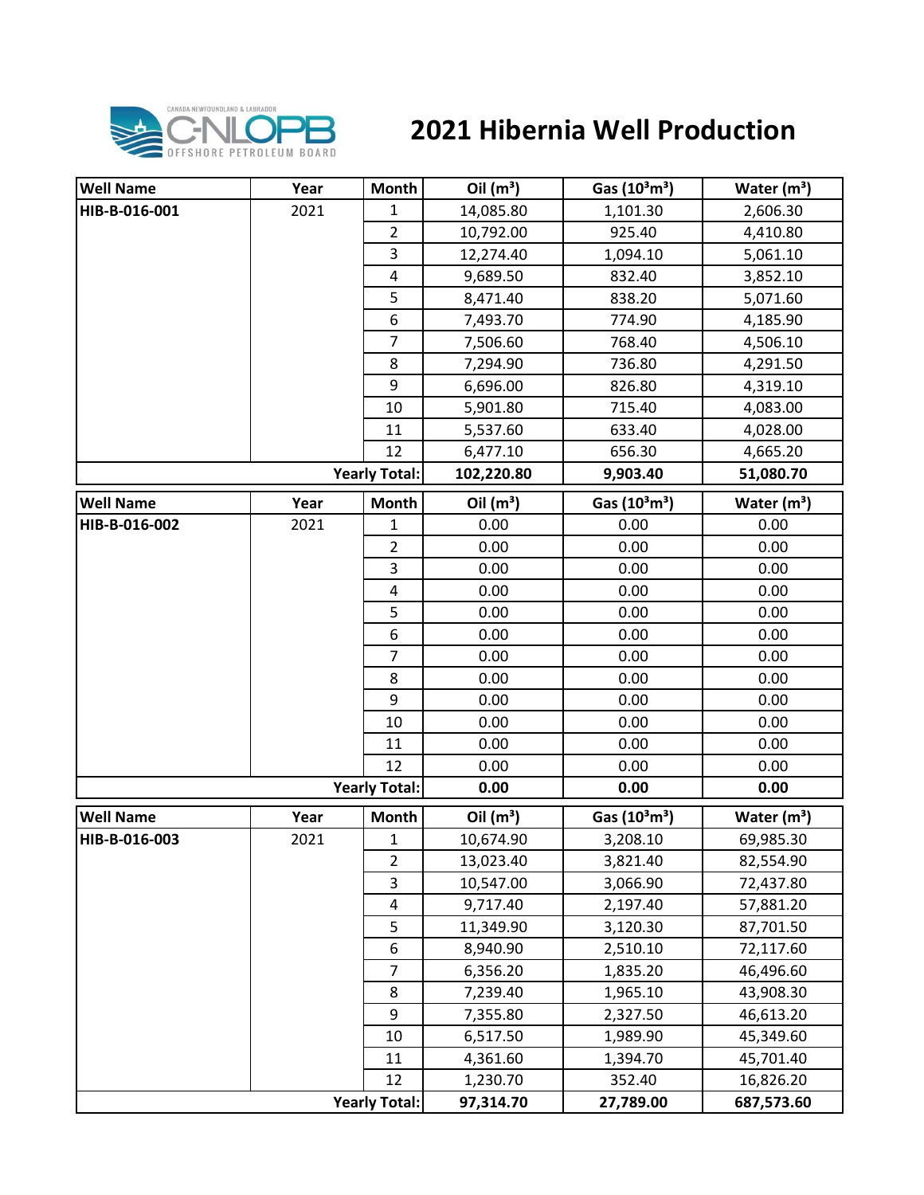# 2021 Hibernia Well Production

| Well Name | Year | Month | Oil ($m^3$) | Gas ($10^3m^3$) | Water ($m^3$) |
|---|---|---|---|---|---|
| **HIB-B-016-001** | 2021 | 1 | 14,085.80 | 1,101.30 | 2,606.30 |
| | | 2 | 10,792.00 | 925.40 | 4,410.80 |
| | | 3 | 12,274.40 | 1,094.10 | 5,061.10 |
| | | 4 | 9,689.50 | 832.40 | 3,852.10 |
| | | 5 | 8,471.40 | 838.20 | 5,071.60 |
| | | 6 | 7,493.70 | 774.90 | 4,185.90 |
| | | 7 | 7,506.60 | 768.40 | 4,506.10 |
| | | 8 | 7,294.90 | 736.80 | 4,291.50 |
| | | 9 | 6,696.00 | 826.80 | 4,319.10 |
| | | 10 | 5,901.80 | 715.40 | 4,083.00 |
| | | 11 | 5,537.60 | 633.40 | 4,028.00 |
| | | 12 | 6,477.10 | 656.30 | 4,665.20 |
| | | **Yearly Total:** | **102,220.80** | **9,903.40** | **51,080.70** |

| Well Name | Year | Month | Oil ($m^3$) | Gas ($10^3m^3$) | Water ($m^3$) |
|---|---|---|---|---|---|
| **HIB-B-016-002** | 2021 | 1 | 0.00 | 0.00 | 0.00 |
| | | 2 | 0.00 | 0.00 | 0.00 |
| | | 3 | 0.00 | 0.00 | 0.00 |
| | | 4 | 0.00 | 0.00 | 0.00 |
| | | 5 | 0.00 | 0.00 | 0.00 |
| | | 6 | 0.00 | 0.00 | 0.00 |
| | | 7 | 0.00 | 0.00 | 0.00 |
| | | 8 | 0.00 | 0.00 | 0.00 |
| | | 9 | 0.00 | 0.00 | 0.00 |
| | | 10 | 0.00 | 0.00 | 0.00 |
| | | 11 | 0.00 | 0.00 | 0.00 |
| | | 12 | 0.00 | 0.00 | 0.00 |
| | | **Yearly Total:** | **0.00** | **0.00** | **0.00** |

| Well Name | Year | Month | Oil ($m^3$) | Gas ($10^3m^3$) | Water ($m^3$) |
|---|---|---|---|---|---|
| **HIB-B-016-003** | 2021 | 1 | 10,674.90 | 3,208.10 | 69,985.30 |
| | | 2 | 13,023.40 | 3,821.40 | 82,554.90 |
| | | 3 | 10,547.00 | 3,066.90 | 72,437.80 |
| | | 4 | 9,717.40 | 2,197.40 | 57,881.20 |
| | | 5 | 11,349.90 | 3,120.30 | 87,701.50 |
| | | 6 | 8,940.90 | 2,510.10 | 72,117.60 |
| | | 7 | 6,356.20 | 1,835.20 | 46,496.60 |
| | | 8 | 7,239.40 | 1,965.10 | 43,908.30 |
| | | 9 | 7,355.80 | 2,327.50 | 46,613.20 |
| | | 10 | 6,517.50 | 1,989.90 | 45,349.60 |
| | | 11 | 4,361.60 | 1,394.70 | 45,701.40 |
| | | 12 | 1,230.70 | 352.40 | 16,826.20 |
| | | **Yearly Total:** | **97,314.70** | **27,789.00** | **687,573.60** |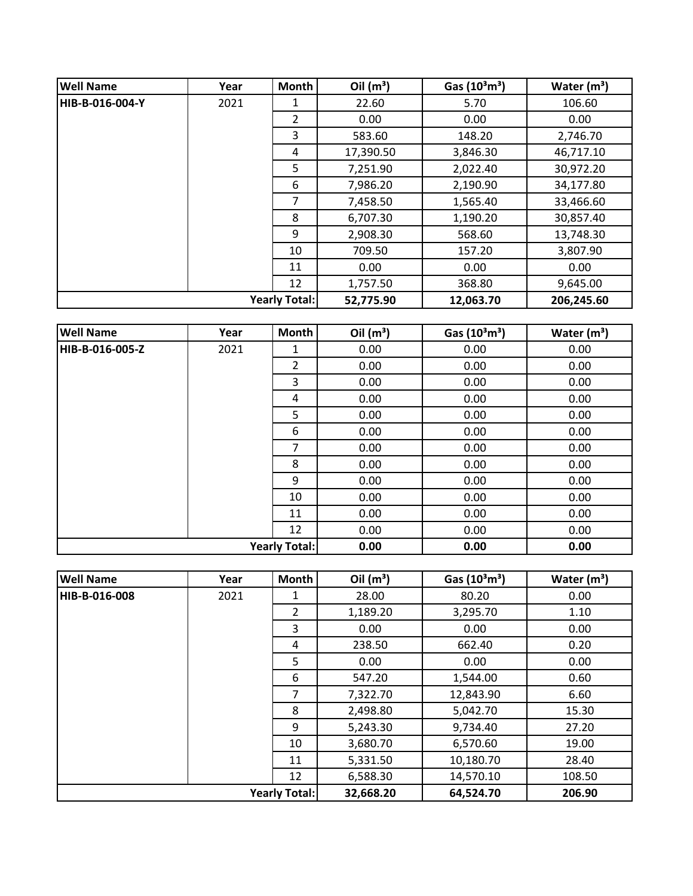| Well Name | Year | Month | Oil ($m^3$) | Gas ($10^3m^3$) | Water ($m^3$) |
|---|---|---|---|---|---|
| HIB-B-016-004-Y | 2021 | 1 | 22.60 | 5.70 | 106.60 |
| | | 2 | 0.00 | 0.00 | 0.00 |
| | | 3 | 583.60 | 148.20 | 2,746.70 |
| | | 4 | 17,390.50 | 3,846.30 | 46,717.10 |
| | | 5 | 7,251.90 | 2,022.40 | 30,972.20 |
| | | 6 | 7,986.20 | 2,190.90 | 34,177.80 |
| | | 7 | 7,458.50 | 1,565.40 | 33,466.60 |
| | | 8 | 6,707.30 | 1,190.20 | 30,857.40 |
| | | 9 | 2,908.30 | 568.60 | 13,748.30 |
| | | 10 | 709.50 | 157.20 | 3,807.90 |
| | | 11 | 0.00 | 0.00 | 0.00 |
| | | 12 | 1,757.50 | 368.80 | 9,645.00 |
| | | **Yearly Total:** | **52,775.90** | **12,063.70** | **206,245.60** |

| Well Name | Year | Month | Oil ($m^3$) | Gas ($10^3m^3$) | Water ($m^3$) |
|---|---|---|---|---|---|
| HIB-B-016-005-Z | 2021 | 1 | 0.00 | 0.00 | 0.00 |
| | | 2 | 0.00 | 0.00 | 0.00 |
| | | 3 | 0.00 | 0.00 | 0.00 |
| | | 4 | 0.00 | 0.00 | 0.00 |
| | | 5 | 0.00 | 0.00 | 0.00 |
| | | 6 | 0.00 | 0.00 | 0.00 |
| | | 7 | 0.00 | 0.00 | 0.00 |
| | | 8 | 0.00 | 0.00 | 0.00 |
| | | 9 | 0.00 | 0.00 | 0.00 |
| | | 10 | 0.00 | 0.00 | 0.00 |
| | | 11 | 0.00 | 0.00 | 0.00 |
| | | 12 | 0.00 | 0.00 | 0.00 |
| | | **Yearly Total:** | **0.00** | **0.00** | **0.00** |

| Well Name | Year | Month | Oil ($m^3$) | Gas ($10^3m^3$) | Water ($m^3$) |
|---|---|---|---|---|---|
| HIB-B-016-008 | 2021 | 1 | 28.00 | 80.20 | 0.00 |
| | | 2 | 1,189.20 | 3,295.70 | 1.10 |
| | | 3 | 0.00 | 0.00 | 0.00 |
| | | 4 | 238.50 | 662.40 | 0.20 |
| | | 5 | 0.00 | 0.00 | 0.00 |
| | | 6 | 547.20 | 1,544.00 | 0.60 |
| | | 7 | 7,322.70 | 12,843.90 | 6.60 |
| | | 8 | 2,498.80 | 5,042.70 | 15.30 |
| | | 9 | 5,243.30 | 9,734.40 | 27.20 |
| | | 10 | 3,680.70 | 6,570.60 | 19.00 |
| | | 11 | 5,331.50 | 10,180.70 | 28.40 |
| | | 12 | 6,588.30 | 14,570.10 | 108.50 |
| | | **Yearly Total:** | **32,668.20** | **64,524.70** | **206.90** |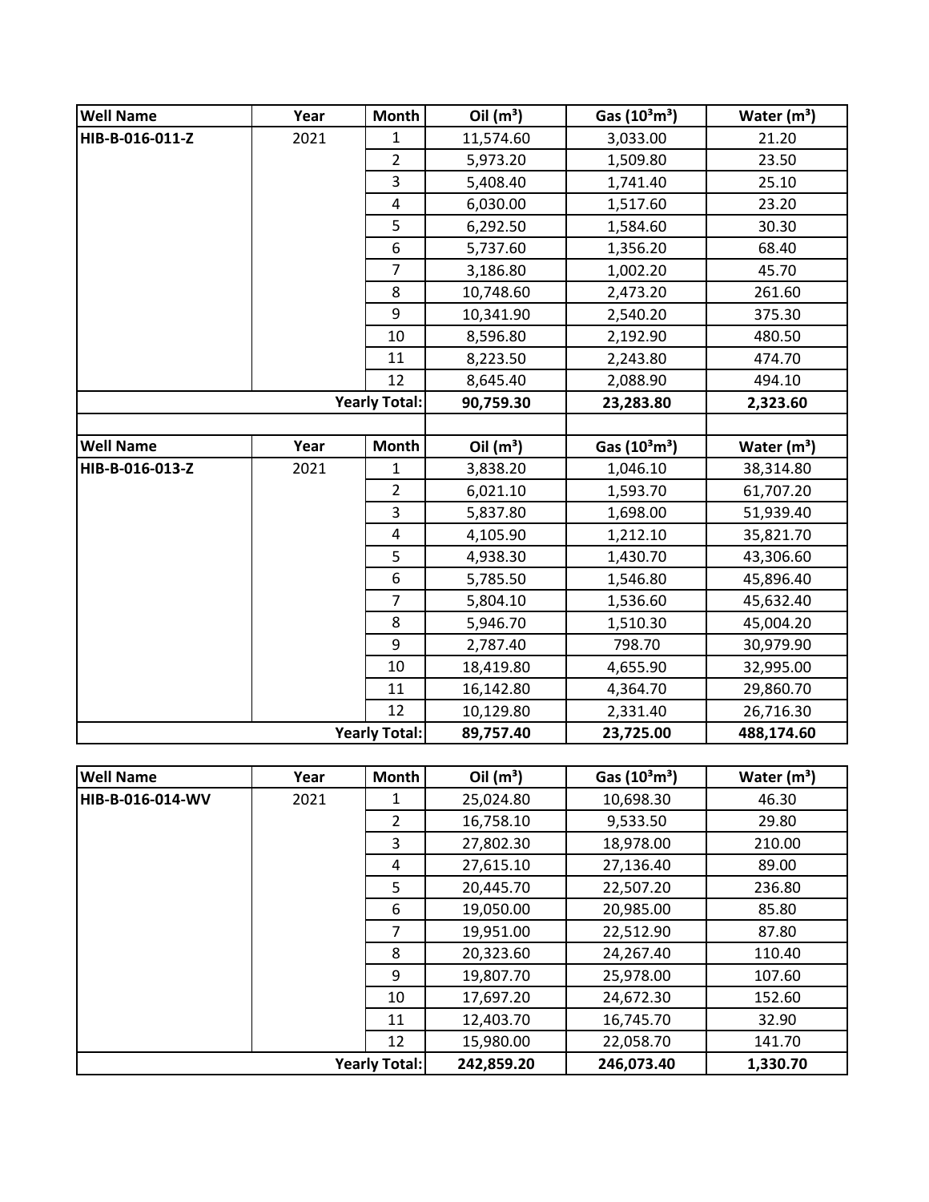| Well Name | Year | Month | Oil ($m^3$) | Gas ($10^3m^3$) | Water ($m^3$) |
|---|---|---|---|---|---|
| HIB-B-016-011-Z | 2021 | 1 | 11,574.60 | 3,033.00 | 21.20 |
| | | 2 | 5,973.20 | 1,509.80 | 23.50 |
| | | 3 | 5,408.40 | 1,741.40 | 25.10 |
| | | 4 | 6,030.00 | 1,517.60 | 23.20 |
| | | 5 | 6,292.50 | 1,584.60 | 30.30 |
| | | 6 | 5,737.60 | 1,356.20 | 68.40 |
| | | 7 | 3,186.80 | 1,002.20 | 45.70 |
| | | 8 | 10,748.60 | 2,473.20 | 261.60 |
| | | 9 | 10,341.90 | 2,540.20 | 375.30 |
| | | 10 | 8,596.80 | 2,192.90 | 480.50 |
| | | 11 | 8,223.50 | 2,243.80 | 474.70 |
| | | 12 | 8,645.40 | 2,088.90 | 494.10 |
| | | **Yearly Total:** | **90,759.30** | **23,283.80** | **2,323.60** |

| Well Name | Year | Month | Oil ($m^3$) | Gas ($10^3m^3$) | Water ($m^3$) |
|---|---|---|---|---|---|
| HIB-B-016-013-Z | 2021 | 1 | 3,838.20 | 1,046.10 | 38,314.80 |
| | | 2 | 6,021.10 | 1,593.70 | 61,707.20 |
| | | 3 | 5,837.80 | 1,698.00 | 51,939.40 |
| | | 4 | 4,105.90 | 1,212.10 | 35,821.70 |
| | | 5 | 4,938.30 | 1,430.70 | 43,306.60 |
| | | 6 | 5,785.50 | 1,546.80 | 45,896.40 |
| | | 7 | 5,804.10 | 1,536.60 | 45,632.40 |
| | | 8 | 5,946.70 | 1,510.30 | 45,004.20 |
| | | 9 | 2,787.40 | 798.70 | 30,979.90 |
| | | 10 | 18,419.80 | 4,655.90 | 32,995.00 |
| | | 11 | 16,142.80 | 4,364.70 | 29,860.70 |
| | | 12 | 10,129.80 | 2,331.40 | 26,716.30 |
| | | **Yearly Total:** | **89,757.40** | **23,725.00** | **488,174.60** |

| Well Name | Year | Month | Oil ($m^3$) | Gas ($10^3m^3$) | Water ($m^3$) |
|---|---|---|---|---|---|
| HIB-B-016-014-WV | 2021 | 1 | 25,024.80 | 10,698.30 | 46.30 |
| | | 2 | 16,758.10 | 9,533.50 | 29.80 |
| | | 3 | 27,802.30 | 18,978.00 | 210.00 |
| | | 4 | 27,615.10 | 27,136.40 | 89.00 |
| | | 5 | 20,445.70 | 22,507.20 | 236.80 |
| | | 6 | 19,050.00 | 20,985.00 | 85.80 |
| | | 7 | 19,951.00 | 22,512.90 | 87.80 |
| | | 8 | 20,323.60 | 24,267.40 | 110.40 |
| | | 9 | 19,807.70 | 25,978.00 | 107.60 |
| | | 10 | 17,697.20 | 24,672.30 | 152.60 |
| | | 11 | 12,403.70 | 16,745.70 | 32.90 |
| | | 12 | 15,980.00 | 22,058.70 | 141.70 |
| | | **Yearly Total:** | **242,859.20** | **246,073.40** | **1,330.70** |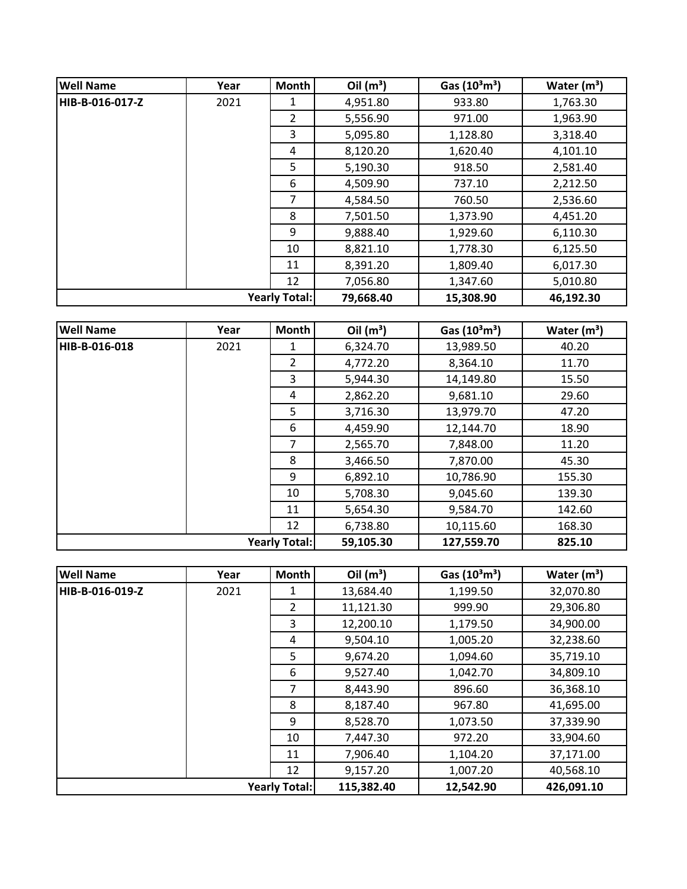| Well Name | Year | Month | Oil ($m^3$) | Gas ($10^3m^3$) | Water ($m^3$) |
|---|---|---|---|---|---|
| HIB-B-016-017-Z | 2021 | 1 | 4,951.80 | 933.80 | 1,763.30 |
| | | 2 | 5,556.90 | 971.00 | 1,963.90 |
| | | 3 | 5,095.80 | 1,128.80 | 3,318.40 |
| | | 4 | 8,120.20 | 1,620.40 | 4,101.10 |
| | | 5 | 5,190.30 | 918.50 | 2,581.40 |
| | | 6 | 4,509.90 | 737.10 | 2,212.50 |
| | | 7 | 4,584.50 | 760.50 | 2,536.60 |
| | | 8 | 7,501.50 | 1,373.90 | 4,451.20 |
| | | 9 | 9,888.40 | 1,929.60 | 6,110.30 |
| | | 10 | 8,821.10 | 1,778.30 | 6,125.50 |
| | | 11 | 8,391.20 | 1,809.40 | 6,017.30 |
| | | 12 | 7,056.80 | 1,347.60 | 5,010.80 |
| | | **Yearly Total:** | **79,668.40** | **15,308.90** | **46,192.30** |

| Well Name | Year | Month | Oil ($m^3$) | Gas ($10^3m^3$) | Water ($m^3$) |
|---|---|---|---|---|---|
| HIB-B-016-018 | 2021 | 1 | 6,324.70 | 13,989.50 | 40.20 |
| | | 2 | 4,772.20 | 8,364.10 | 11.70 |
| | | 3 | 5,944.30 | 14,149.80 | 15.50 |
| | | 4 | 2,862.20 | 9,681.10 | 29.60 |
| | | 5 | 3,716.30 | 13,979.70 | 47.20 |
| | | 6 | 4,459.90 | 12,144.70 | 18.90 |
| | | 7 | 2,565.70 | 7,848.00 | 11.20 |
| | | 8 | 3,466.50 | 7,870.00 | 45.30 |
| | | 9 | 6,892.10 | 10,786.90 | 155.30 |
| | | 10 | 5,708.30 | 9,045.60 | 139.30 |
| | | 11 | 5,654.30 | 9,584.70 | 142.60 |
| | | 12 | 6,738.80 | 10,115.60 | 168.30 |
| | | **Yearly Total:** | **59,105.30** | **127,559.70** | **825.10** |

| Well Name | Year | Month | Oil ($m^3$) | Gas ($10^3m^3$) | Water ($m^3$) |
|---|---|---|---|---|---|
| HIB-B-016-019-Z | 2021 | 1 | 13,684.40 | 1,199.50 | 32,070.80 |
| | | 2 | 11,121.30 | 999.90 | 29,306.80 |
| | | 3 | 12,200.10 | 1,179.50 | 34,900.00 |
| | | 4 | 9,504.10 | 1,005.20 | 32,238.60 |
| | | 5 | 9,674.20 | 1,094.60 | 35,719.10 |
| | | 6 | 9,527.40 | 1,042.70 | 34,809.10 |
| | | 7 | 8,443.90 | 896.60 | 36,368.10 |
| | | 8 | 8,187.40 | 967.80 | 41,695.00 |
| | | 9 | 8,528.70 | 1,073.50 | 37,339.90 |
| | | 10 | 7,447.30 | 972.20 | 33,904.60 |
| | | 11 | 7,906.40 | 1,104.20 | 37,171.00 |
| | | 12 | 9,157.20 | 1,007.20 | 40,568.10 |
| | | **Yearly Total:** | **115,382.40** | **12,542.90** | **426,091.10** |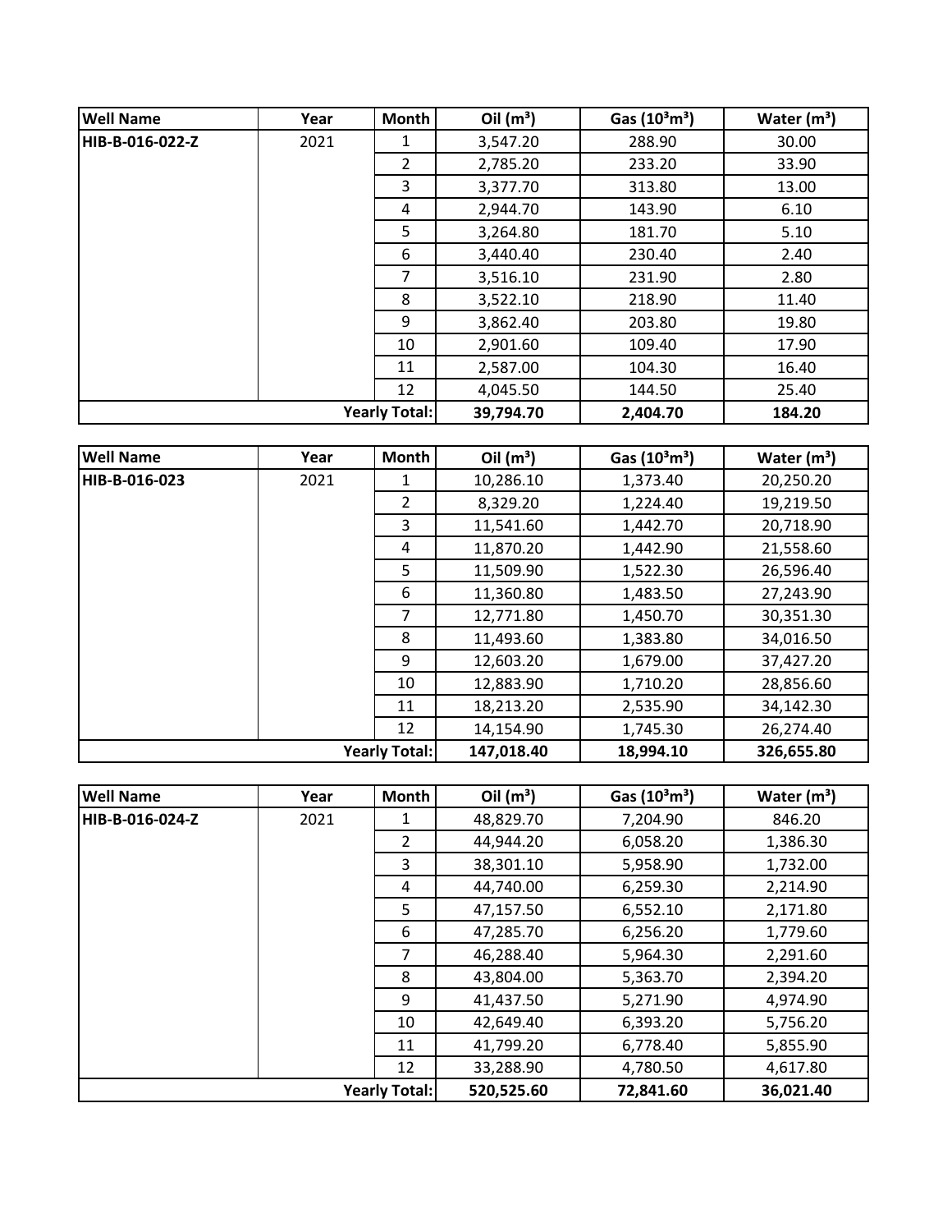| Well Name | Year | Month | Oil (m³) | Gas (10³m³) | Water (m³) |
|---|---|---|---|---|---|
| HIB-B-016-022-Z | 2021 | 1 | 3,547.20 | 288.90 | 30.00 |
| | | 2 | 2,785.20 | 233.20 | 33.90 |
| | | 3 | 3,377.70 | 313.80 | 13.00 |
| | | 4 | 2,944.70 | 143.90 | 6.10 |
| | | 5 | 3,264.80 | 181.70 | 5.10 |
| | | 6 | 3,440.40 | 230.40 | 2.40 |
| | | 7 | 3,516.10 | 231.90 | 2.80 |
| | | 8 | 3,522.10 | 218.90 | 11.40 |
| | | 9 | 3,862.40 | 203.80 | 19.80 |
| | | 10 | 2,901.60 | 109.40 | 17.90 |
| | | 11 | 2,587.00 | 104.30 | 16.40 |
| | | 12 | 4,045.50 | 144.50 | 25.40 |
| | | **Yearly Total:** | **39,794.70** | **2,404.70** | **184.20** |

| Well Name | Year | Month | Oil (m³) | Gas (10³m³) | Water (m³) |
|---|---|---|---|---|---|
| HIB-B-016-023 | 2021 | 1 | 10,286.10 | 1,373.40 | 20,250.20 |
| | | 2 | 8,329.20 | 1,224.40 | 19,219.50 |
| | | 3 | 11,541.60 | 1,442.70 | 20,718.90 |
| | | 4 | 11,870.20 | 1,442.90 | 21,558.60 |
| | | 5 | 11,509.90 | 1,522.30 | 26,596.40 |
| | | 6 | 11,360.80 | 1,483.50 | 27,243.90 |
| | | 7 | 12,771.80 | 1,450.70 | 30,351.30 |
| | | 8 | 11,493.60 | 1,383.80 | 34,016.50 |
| | | 9 | 12,603.20 | 1,679.00 | 37,427.20 |
| | | 10 | 12,883.90 | 1,710.20 | 28,856.60 |
| | | 11 | 18,213.20 | 2,535.90 | 34,142.30 |
| | | 12 | 14,154.90 | 1,745.30 | 26,274.40 |
| | | **Yearly Total:** | **147,018.40** | **18,994.10** | **326,655.80** |

| Well Name | Year | Month | Oil (m³) | Gas (10³m³) | Water (m³) |
|---|---|---|---|---|---|
| HIB-B-016-024-Z | 2021 | 1 | 48,829.70 | 7,204.90 | 846.20 |
| | | 2 | 44,944.20 | 6,058.20 | 1,386.30 |
| | | 3 | 38,301.10 | 5,958.90 | 1,732.00 |
| | | 4 | 44,740.00 | 6,259.30 | 2,214.90 |
| | | 5 | 47,157.50 | 6,552.10 | 2,171.80 |
| | | 6 | 47,285.70 | 6,256.20 | 1,779.60 |
| | | 7 | 46,288.40 | 5,964.30 | 2,291.60 |
| | | 8 | 43,804.00 | 5,363.70 | 2,394.20 |
| | | 9 | 41,437.50 | 5,271.90 | 4,974.90 |
| | | 10 | 42,649.40 | 6,393.20 | 5,756.20 |
| | | 11 | 41,799.20 | 6,778.40 | 5,855.90 |
| | | 12 | 33,288.90 | 4,780.50 | 4,617.80 |
| | | **Yearly Total:** | **520,525.60** | **72,841.60** | **36,021.40** |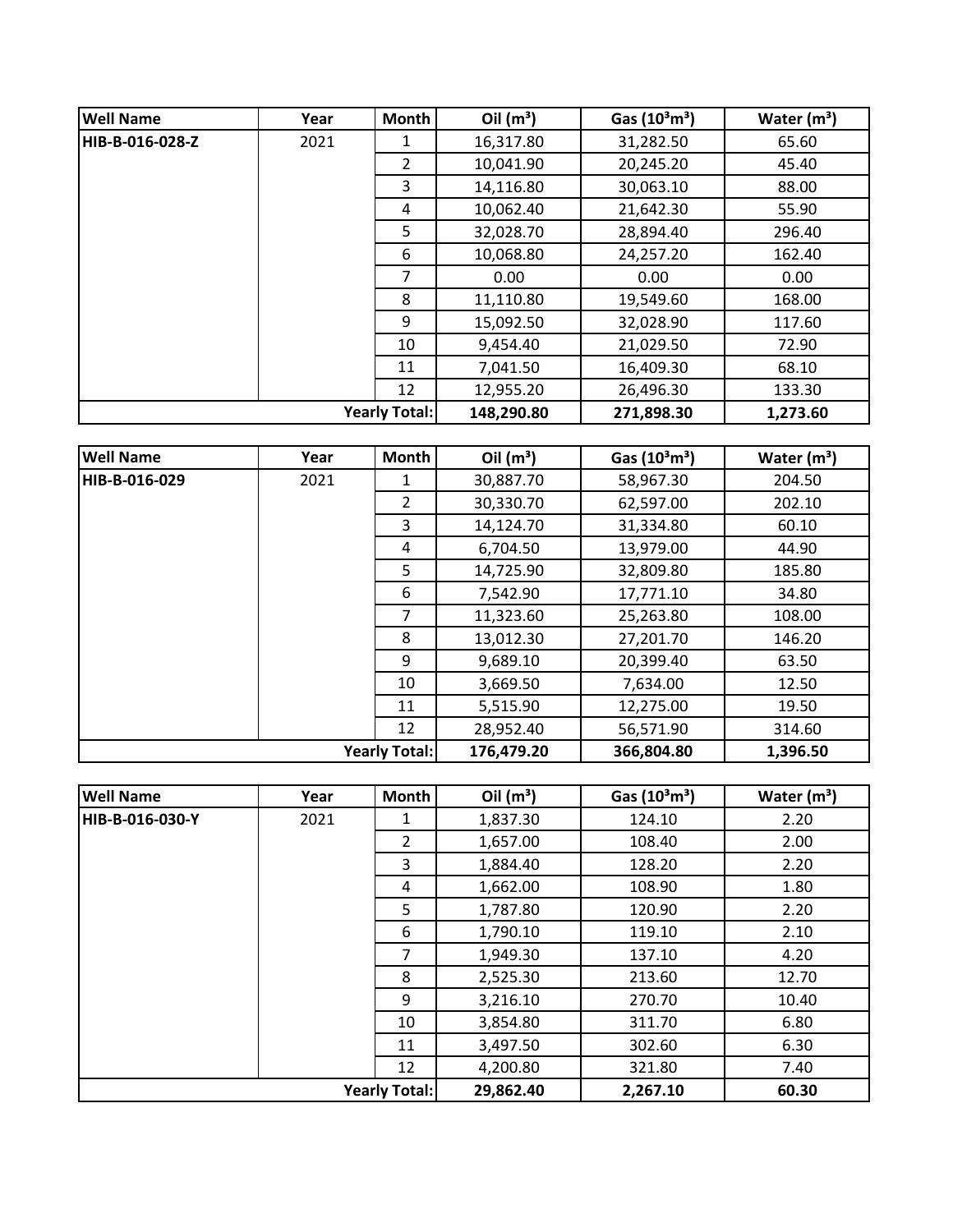| Well Name | Year | Month | Oil ($m^3$) | Gas ($10^3m^3$) | Water ($m^3$) |
|---|---|---|---|---|---|
| HIB-B-016-028-Z | 2021 | 1 | 16,317.80 | 31,282.50 | 65.60 |
| | | 2 | 10,041.90 | 20,245.20 | 45.40 |
| | | 3 | 14,116.80 | 30,063.10 | 88.00 |
| | | 4 | 10,062.40 | 21,642.30 | 55.90 |
| | | 5 | 32,028.70 | 28,894.40 | 296.40 |
| | | 6 | 10,068.80 | 24,257.20 | 162.40 |
| | | 7 | 0.00 | 0.00 | 0.00 |
| | | 8 | 11,110.80 | 19,549.60 | 168.00 |
| | | 9 | 15,092.50 | 32,028.90 | 117.60 |
| | | 10 | 9,454.40 | 21,029.50 | 72.90 |
| | | 11 | 7,041.50 | 16,409.30 | 68.10 |
| | | 12 | 12,955.20 | 26,496.30 | 133.30 |
| | | **Yearly Total:** | **148,290.80** | **271,898.30** | **1,273.60** |

| Well Name | Year | Month | Oil ($m^3$) | Gas ($10^3m^3$) | Water ($m^3$) |
|---|---|---|---|---|---|
| HIB-B-016-029 | 2021 | 1 | 30,887.70 | 58,967.30 | 204.50 |
| | | 2 | 30,330.70 | 62,597.00 | 202.10 |
| | | 3 | 14,124.70 | 31,334.80 | 60.10 |
| | | 4 | 6,704.50 | 13,979.00 | 44.90 |
| | | 5 | 14,725.90 | 32,809.80 | 185.80 |
| | | 6 | 7,542.90 | 17,771.10 | 34.80 |
| | | 7 | 11,323.60 | 25,263.80 | 108.00 |
| | | 8 | 13,012.30 | 27,201.70 | 146.20 |
| | | 9 | 9,689.10 | 20,399.40 | 63.50 |
| | | 10 | 3,669.50 | 7,634.00 | 12.50 |
| | | 11 | 5,515.90 | 12,275.00 | 19.50 |
| | | 12 | 28,952.40 | 56,571.90 | 314.60 |
| | | **Yearly Total:** | **176,479.20** | **366,804.80** | **1,396.50** |

| Well Name | Year | Month | Oil ($m^3$) | Gas ($10^3m^3$) | Water ($m^3$) |
|---|---|---|---|---|---|
| HIB-B-016-030-Y | 2021 | 1 | 1,837.30 | 124.10 | 2.20 |
| | | 2 | 1,657.00 | 108.40 | 2.00 |
| | | 3 | 1,884.40 | 128.20 | 2.20 |
| | | 4 | 1,662.00 | 108.90 | 1.80 |
| | | 5 | 1,787.80 | 120.90 | 2.20 |
| | | 6 | 1,790.10 | 119.10 | 2.10 |
| | | 7 | 1,949.30 | 137.10 | 4.20 |
| | | 8 | 2,525.30 | 213.60 | 12.70 |
| | | 9 | 3,216.10 | 270.70 | 10.40 |
| | | 10 | 3,854.80 | 311.70 | 6.80 |
| | | 11 | 3,497.50 | 302.60 | 6.30 |
| | | 12 | 4,200.80 | 321.80 | 7.40 |
| | | **Yearly Total:** | **29,862.40** | **2,267.10** | **60.30** |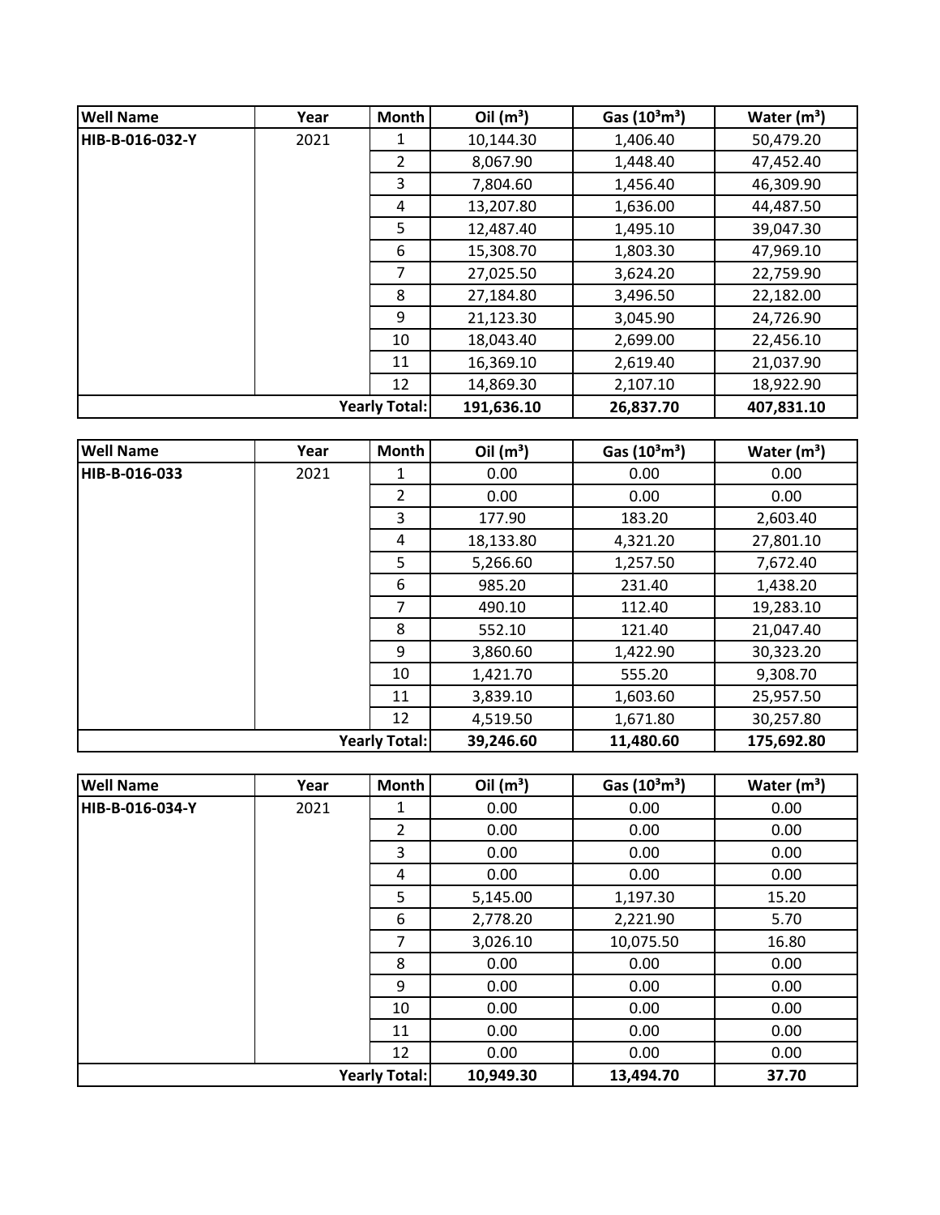| Well Name | Year | Month | Oil ($m^3$) | Gas ($10^3m^3$) | Water ($m^3$) |
|---|---|---|---|---|---|
| HIB-B-016-032-Y | 2021 | 1 | 10,144.30 | 1,406.40 | 50,479.20 |
| | | 2 | 8,067.90 | 1,448.40 | 47,452.40 |
| | | 3 | 7,804.60 | 1,456.40 | 46,309.90 |
| | | 4 | 13,207.80 | 1,636.00 | 44,487.50 |
| | | 5 | 12,487.40 | 1,495.10 | 39,047.30 |
| | | 6 | 15,308.70 | 1,803.30 | 47,969.10 |
| | | 7 | 27,025.50 | 3,624.20 | 22,759.90 |
| | | 8 | 27,184.80 | 3,496.50 | 22,182.00 |
| | | 9 | 21,123.30 | 3,045.90 | 24,726.90 |
| | | 10 | 18,043.40 | 2,699.00 | 22,456.10 |
| | | 11 | 16,369.10 | 2,619.40 | 21,037.90 |
| | | 12 | 14,869.30 | 2,107.10 | 18,922.90 |
| | | **Yearly Total:** | **191,636.10** | **26,837.70** | **407,831.10** |

| Well Name | Year | Month | Oil ($m^3$) | Gas ($10^3m^3$) | Water ($m^3$) |
|---|---|---|---|---|---|
| HIB-B-016-033 | 2021 | 1 | 0.00 | 0.00 | 0.00 |
| | | 2 | 0.00 | 0.00 | 0.00 |
| | | 3 | 177.90 | 183.20 | 2,603.40 |
| | | 4 | 18,133.80 | 4,321.20 | 27,801.10 |
| | | 5 | 5,266.60 | 1,257.50 | 7,672.40 |
| | | 6 | 985.20 | 231.40 | 1,438.20 |
| | | 7 | 490.10 | 112.40 | 19,283.10 |
| | | 8 | 552.10 | 121.40 | 21,047.40 |
| | | 9 | 3,860.60 | 1,422.90 | 30,323.20 |
| | | 10 | 1,421.70 | 555.20 | 9,308.70 |
| | | 11 | 3,839.10 | 1,603.60 | 25,957.50 |
| | | 12 | 4,519.50 | 1,671.80 | 30,257.80 |
| | | **Yearly Total:** | **39,246.60** | **11,480.60** | **175,692.80** |

| Well Name | Year | Month | Oil ($m^3$) | Gas ($10^3m^3$) | Water ($m^3$) |
|---|---|---|---|---|---|
| HIB-B-016-034-Y | 2021 | 1 | 0.00 | 0.00 | 0.00 |
| | | 2 | 0.00 | 0.00 | 0.00 |
| | | 3 | 0.00 | 0.00 | 0.00 |
| | | 4 | 0.00 | 0.00 | 0.00 |
| | | 5 | 5,145.00 | 1,197.30 | 15.20 |
| | | 6 | 2,778.20 | 2,221.90 | 5.70 |
| | | 7 | 3,026.10 | 10,075.50 | 16.80 |
| | | 8 | 0.00 | 0.00 | 0.00 |
| | | 9 | 0.00 | 0.00 | 0.00 |
| | | 10 | 0.00 | 0.00 | 0.00 |
| | | 11 | 0.00 | 0.00 | 0.00 |
| | | 12 | 0.00 | 0.00 | 0.00 |
| | | **Yearly Total:** | **10,949.30** | **13,494.70** | **37.70** |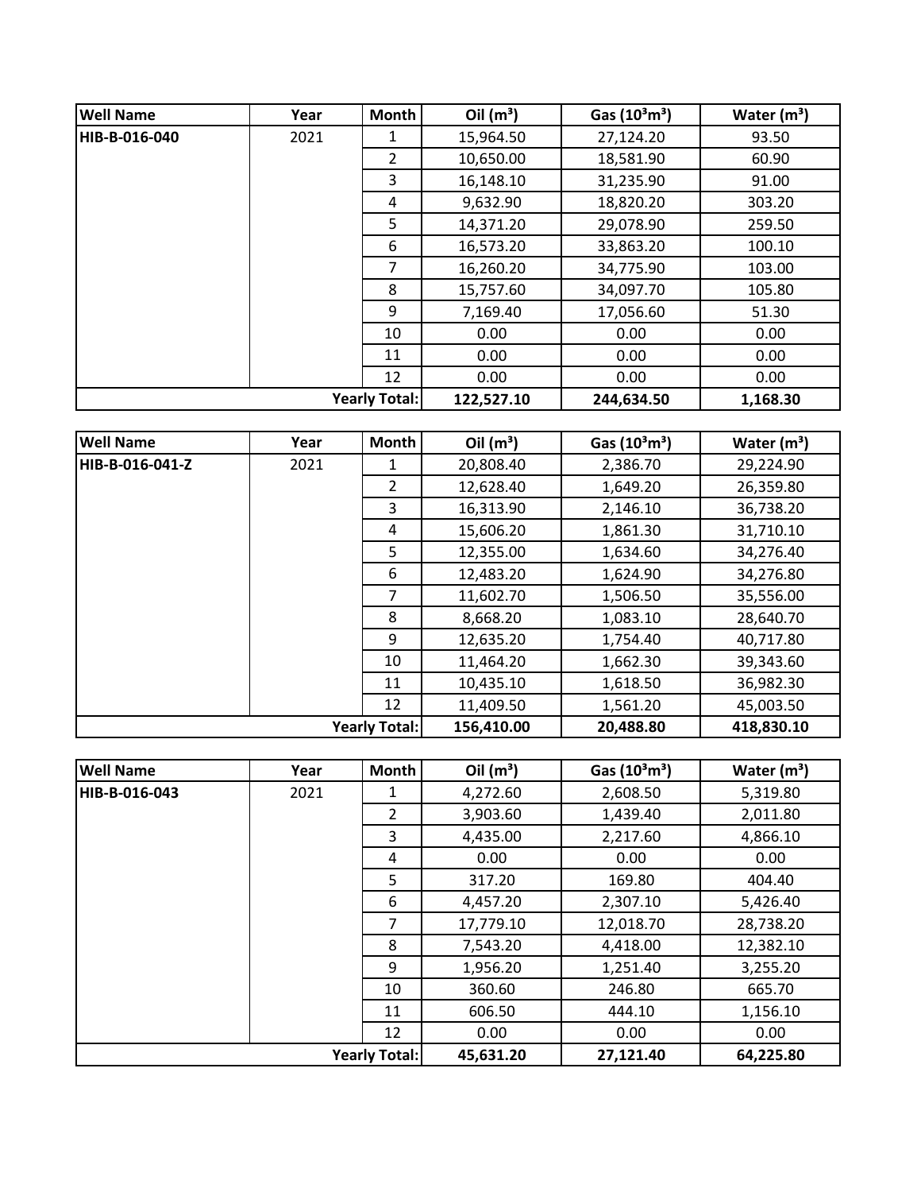| Well Name | Year | Month | Oil ($m^3$) | Gas ($10^3m^3$) | Water ($m^3$) |
|---|---|---|---|---|---|
| HIB-B-016-040 | 2021 | 1 | 15,964.50 | 27,124.20 | 93.50 |
| | | 2 | 10,650.00 | 18,581.90 | 60.90 |
| | | 3 | 16,148.10 | 31,235.90 | 91.00 |
| | | 4 | 9,632.90 | 18,820.20 | 303.20 |
| | | 5 | 14,371.20 | 29,078.90 | 259.50 |
| | | 6 | 16,573.20 | 33,863.20 | 100.10 |
| | | 7 | 16,260.20 | 34,775.90 | 103.00 |
| | | 8 | 15,757.60 | 34,097.70 | 105.80 |
| | | 9 | 7,169.40 | 17,056.60 | 51.30 |
| | | 10 | 0.00 | 0.00 | 0.00 |
| | | 11 | 0.00 | 0.00 | 0.00 |
| | | 12 | 0.00 | 0.00 | 0.00 |
| | | **Yearly Total:** | **122,527.10** | **244,634.50** | **1,168.30** |

| Well Name | Year | Month | Oil ($m^3$) | Gas ($10^3m^3$) | Water ($m^3$) |
|---|---|---|---|---|---|
| HIB-B-016-041-Z | 2021 | 1 | 20,808.40 | 2,386.70 | 29,224.90 |
| | | 2 | 12,628.40 | 1,649.20 | 26,359.80 |
| | | 3 | 16,313.90 | 2,146.10 | 36,738.20 |
| | | 4 | 15,606.20 | 1,861.30 | 31,710.10 |
| | | 5 | 12,355.00 | 1,634.60 | 34,276.40 |
| | | 6 | 12,483.20 | 1,624.90 | 34,276.80 |
| | | 7 | 11,602.70 | 1,506.50 | 35,556.00 |
| | | 8 | 8,668.20 | 1,083.10 | 28,640.70 |
| | | 9 | 12,635.20 | 1,754.40 | 40,717.80 |
| | | 10 | 11,464.20 | 1,662.30 | 39,343.60 |
| | | 11 | 10,435.10 | 1,618.50 | 36,982.30 |
| | | 12 | 11,409.50 | 1,561.20 | 45,003.50 |
| | | **Yearly Total:** | **156,410.00** | **20,488.80** | **418,830.10** |

| Well Name | Year | Month | Oil ($m^3$) | Gas ($10^3m^3$) | Water ($m^3$) |
|---|---|---|---|---|---|
| HIB-B-016-043 | 2021 | 1 | 4,272.60 | 2,608.50 | 5,319.80 |
| | | 2 | 3,903.60 | 1,439.40 | 2,011.80 |
| | | 3 | 4,435.00 | 2,217.60 | 4,866.10 |
| | | 4 | 0.00 | 0.00 | 0.00 |
| | | 5 | 317.20 | 169.80 | 404.40 |
| | | 6 | 4,457.20 | 2,307.10 | 5,426.40 |
| | | 7 | 17,779.10 | 12,018.70 | 28,738.20 |
| | | 8 | 7,543.20 | 4,418.00 | 12,382.10 |
| | | 9 | 1,956.20 | 1,251.40 | 3,255.20 |
| | | 10 | 360.60 | 246.80 | 665.70 |
| | | 11 | 606.50 | 444.10 | 1,156.10 |
| | | 12 | 0.00 | 0.00 | 0.00 |
| | | **Yearly Total:** | **45,631.20** | **27,121.40** | **64,225.80** |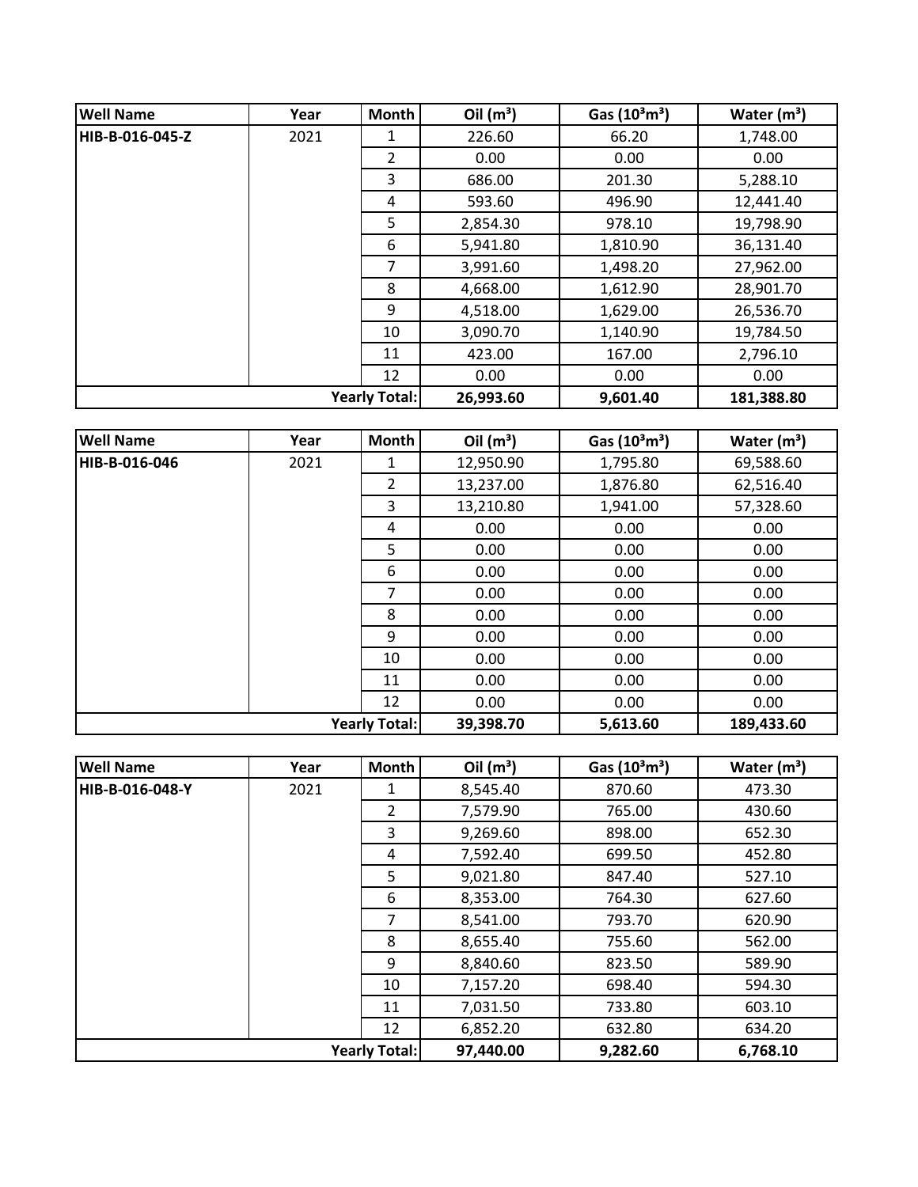| Well Name | Year | Month | Oil ($m^3$) | Gas ($10^3m^3$) | Water ($m^3$) |
|---|---|---|---|---|---|
| HIB-B-016-045-Z | 2021 | 1 | 226.60 | 66.20 | 1,748.00 |
| | | 2 | 0.00 | 0.00 | 0.00 |
| | | 3 | 686.00 | 201.30 | 5,288.10 |
| | | 4 | 593.60 | 496.90 | 12,441.40 |
| | | 5 | 2,854.30 | 978.10 | 19,798.90 |
| | | 6 | 5,941.80 | 1,810.90 | 36,131.40 |
| | | 7 | 3,991.60 | 1,498.20 | 27,962.00 |
| | | 8 | 4,668.00 | 1,612.90 | 28,901.70 |
| | | 9 | 4,518.00 | 1,629.00 | 26,536.70 |
| | | 10 | 3,090.70 | 1,140.90 | 19,784.50 |
| | | 11 | 423.00 | 167.00 | 2,796.10 |
| | | 12 | 0.00 | 0.00 | 0.00 |
| | | **Yearly Total:** | **26,993.60** | **9,601.40** | **181,388.80** |

| Well Name | Year | Month | Oil ($m^3$) | Gas ($10^3m^3$) | Water ($m^3$) |
|---|---|---|---|---|---|
| HIB-B-016-046 | 2021 | 1 | 12,950.90 | 1,795.80 | 69,588.60 |
| | | 2 | 13,237.00 | 1,876.80 | 62,516.40 |
| | | 3 | 13,210.80 | 1,941.00 | 57,328.60 |
| | | 4 | 0.00 | 0.00 | 0.00 |
| | | 5 | 0.00 | 0.00 | 0.00 |
| | | 6 | 0.00 | 0.00 | 0.00 |
| | | 7 | 0.00 | 0.00 | 0.00 |
| | | 8 | 0.00 | 0.00 | 0.00 |
| | | 9 | 0.00 | 0.00 | 0.00 |
| | | 10 | 0.00 | 0.00 | 0.00 |
| | | 11 | 0.00 | 0.00 | 0.00 |
| | | 12 | 0.00 | 0.00 | 0.00 |
| | | **Yearly Total:** | **39,398.70** | **5,613.60** | **189,433.60** |

| Well Name | Year | Month | Oil ($m^3$) | Gas ($10^3m^3$) | Water ($m^3$) |
|---|---|---|---|---|---|
| HIB-B-016-048-Y | 2021 | 1 | 8,545.40 | 870.60 | 473.30 |
| | | 2 | 7,579.90 | 765.00 | 430.60 |
| | | 3 | 9,269.60 | 898.00 | 652.30 |
| | | 4 | 7,592.40 | 699.50 | 452.80 |
| | | 5 | 9,021.80 | 847.40 | 527.10 |
| | | 6 | 8,353.00 | 764.30 | 627.60 |
| | | 7 | 8,541.00 | 793.70 | 620.90 |
| | | 8 | 8,655.40 | 755.60 | 562.00 |
| | | 9 | 8,840.60 | 823.50 | 589.90 |
| | | 10 | 7,157.20 | 698.40 | 594.30 |
| | | 11 | 7,031.50 | 733.80 | 603.10 |
| | | 12 | 6,852.20 | 632.80 | 634.20 |
| | | **Yearly Total:** | **97,440.00** | **9,282.60** | **6,768.10** |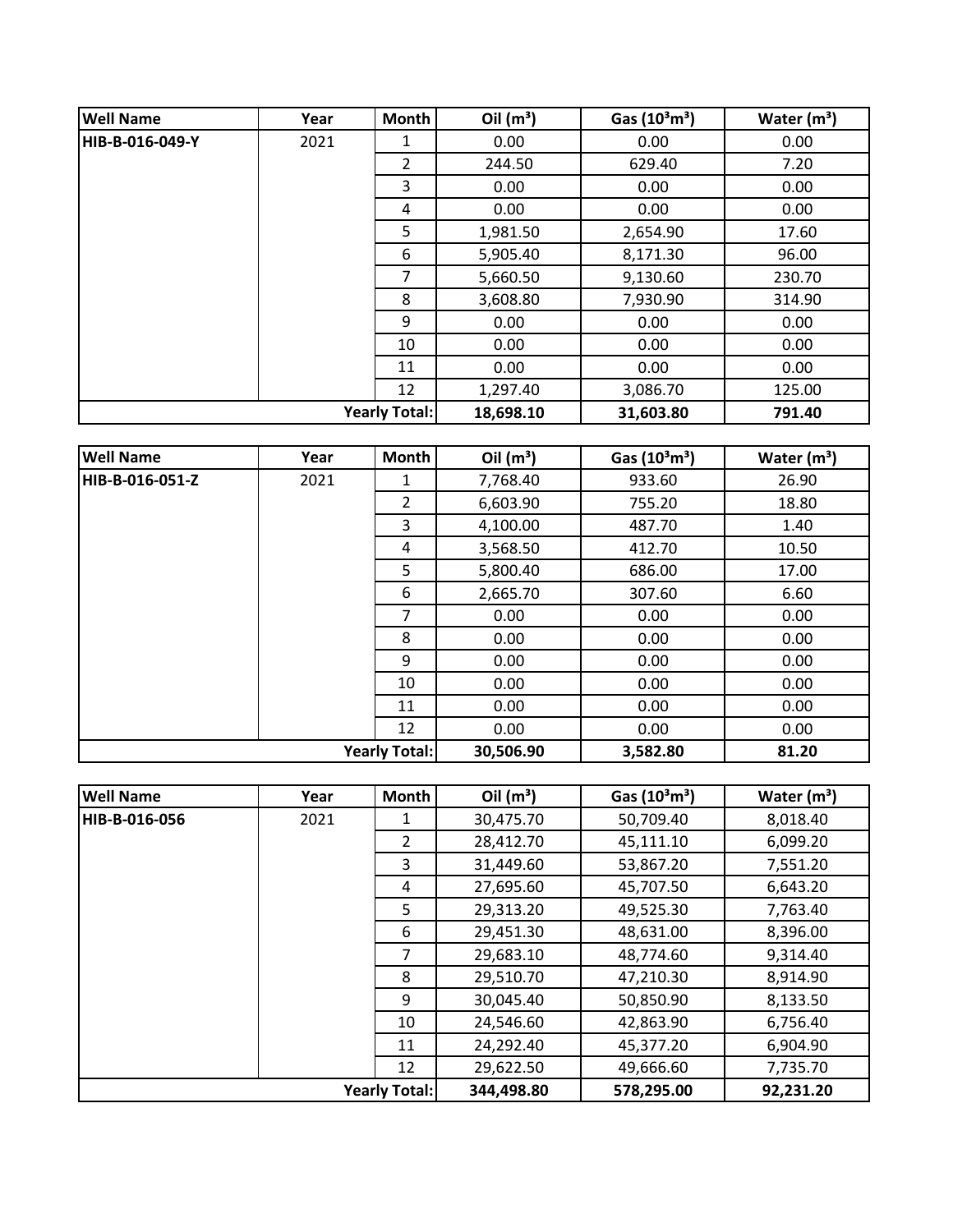| Well Name | Year | Month | Oil ($m^3$) | Gas ($10^3m^3$) | Water ($m^3$) |
|---|---|---|---|---|---|
| HIB-B-016-049-Y | 2021 | 1 | 0.00 | 0.00 | 0.00 |
| | | 2 | 244.50 | 629.40 | 7.20 |
| | | 3 | 0.00 | 0.00 | 0.00 |
| | | 4 | 0.00 | 0.00 | 0.00 |
| | | 5 | 1,981.50 | 2,654.90 | 17.60 |
| | | 6 | 5,905.40 | 8,171.30 | 96.00 |
| | | 7 | 5,660.50 | 9,130.60 | 230.70 |
| | | 8 | 3,608.80 | 7,930.90 | 314.90 |
| | | 9 | 0.00 | 0.00 | 0.00 |
| | | 10 | 0.00 | 0.00 | 0.00 |
| | | 11 | 0.00 | 0.00 | 0.00 |
| | | 12 | 1,297.40 | 3,086.70 | 125.00 |
| | | **Yearly Total:** | **18,698.10** | **31,603.80** | **791.40** |

| Well Name | Year | Month | Oil ($m^3$) | Gas ($10^3m^3$) | Water ($m^3$) |
|---|---|---|---|---|---|
| HIB-B-016-051-Z | 2021 | 1 | 7,768.40 | 933.60 | 26.90 |
| | | 2 | 6,603.90 | 755.20 | 18.80 |
| | | 3 | 4,100.00 | 487.70 | 1.40 |
| | | 4 | 3,568.50 | 412.70 | 10.50 |
| | | 5 | 5,800.40 | 686.00 | 17.00 |
| | | 6 | 2,665.70 | 307.60 | 6.60 |
| | | 7 | 0.00 | 0.00 | 0.00 |
| | | 8 | 0.00 | 0.00 | 0.00 |
| | | 9 | 0.00 | 0.00 | 0.00 |
| | | 10 | 0.00 | 0.00 | 0.00 |
| | | 11 | 0.00 | 0.00 | 0.00 |
| | | 12 | 0.00 | 0.00 | 0.00 |
| | | **Yearly Total:** | **30,506.90** | **3,582.80** | **81.20** |

| Well Name | Year | Month | Oil ($m^3$) | Gas ($10^3m^3$) | Water ($m^3$) |
|---|---|---|---|---|---|
| HIB-B-016-056 | 2021 | 1 | 30,475.70 | 50,709.40 | 8,018.40 |
| | | 2 | 28,412.70 | 45,111.10 | 6,099.20 |
| | | 3 | 31,449.60 | 53,867.20 | 7,551.20 |
| | | 4 | 27,695.60 | 45,707.50 | 6,643.20 |
| | | 5 | 29,313.20 | 49,525.30 | 7,763.40 |
| | | 6 | 29,451.30 | 48,631.00 | 8,396.00 |
| | | 7 | 29,683.10 | 48,774.60 | 9,314.40 |
| | | 8 | 29,510.70 | 47,210.30 | 8,914.90 |
| | | 9 | 30,045.40 | 50,850.90 | 8,133.50 |
| | | 10 | 24,546.60 | 42,863.90 | 6,756.40 |
| | | 11 | 24,292.40 | 45,377.20 | 6,904.90 |
| | | 12 | 29,622.50 | 49,666.60 | 7,735.70 |
| | | **Yearly Total:** | **344,498.80** | **578,295.00** | **92,231.20** |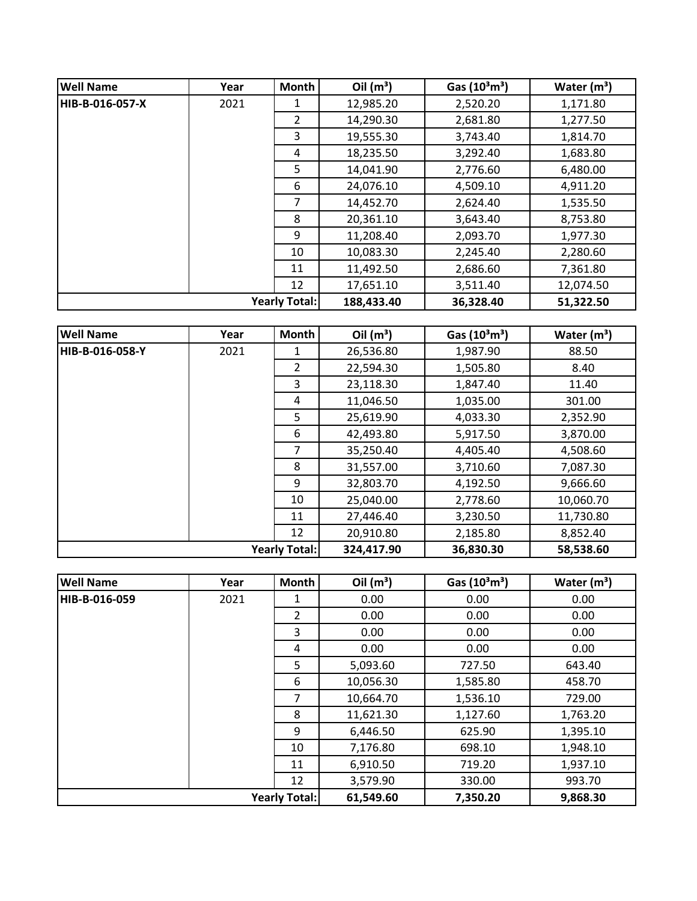| Well Name | Year | Month | Oil ($m^3$) | Gas ($10^3m^3$) | Water ($m^3$) |
|---|---|---|---|---|---|
| HIB-B-016-057-X | 2021 | 1 | 12,985.20 | 2,520.20 | 1,171.80 |
| | | 2 | 14,290.30 | 2,681.80 | 1,277.50 |
| | | 3 | 19,555.30 | 3,743.40 | 1,814.70 |
| | | 4 | 18,235.50 | 3,292.40 | 1,683.80 |
| | | 5 | 14,041.90 | 2,776.60 | 6,480.00 |
| | | 6 | 24,076.10 | 4,509.10 | 4,911.20 |
| | | 7 | 14,452.70 | 2,624.40 | 1,535.50 |
| | | 8 | 20,361.10 | 3,643.40 | 8,753.80 |
| | | 9 | 11,208.40 | 2,093.70 | 1,977.30 |
| | | 10 | 10,083.30 | 2,245.40 | 2,280.60 |
| | | 11 | 11,492.50 | 2,686.60 | 7,361.80 |
| | | 12 | 17,651.10 | 3,511.40 | 12,074.50 |
| | | **Yearly Total:** | **188,433.40** | **36,328.40** | **51,322.50** |

| Well Name | Year | Month | Oil ($m^3$) | Gas ($10^3m^3$) | Water ($m^3$) |
|---|---|---|---|---|---|
| HIB-B-016-058-Y | 2021 | 1 | 26,536.80 | 1,987.90 | 88.50 |
| | | 2 | 22,594.30 | 1,505.80 | 8.40 |
| | | 3 | 23,118.30 | 1,847.40 | 11.40 |
| | | 4 | 11,046.50 | 1,035.00 | 301.00 |
| | | 5 | 25,619.90 | 4,033.30 | 2,352.90 |
| | | 6 | 42,493.80 | 5,917.50 | 3,870.00 |
| | | 7 | 35,250.40 | 4,405.40 | 4,508.60 |
| | | 8 | 31,557.00 | 3,710.60 | 7,087.30 |
| | | 9 | 32,803.70 | 4,192.50 | 9,666.60 |
| | | 10 | 25,040.00 | 2,778.60 | 10,060.70 |
| | | 11 | 27,446.40 | 3,230.50 | 11,730.80 |
| | | 12 | 20,910.80 | 2,185.80 | 8,852.40 |
| | | **Yearly Total:** | **324,417.90** | **36,830.30** | **58,538.60** |

| Well Name | Year | Month | Oil ($m^3$) | Gas ($10^3m^3$) | Water ($m^3$) |
|---|---|---|---|---|---|
| HIB-B-016-059 | 2021 | 1 | 0.00 | 0.00 | 0.00 |
| | | 2 | 0.00 | 0.00 | 0.00 |
| | | 3 | 0.00 | 0.00 | 0.00 |
| | | 4 | 0.00 | 0.00 | 0.00 |
| | | 5 | 5,093.60 | 727.50 | 643.40 |
| | | 6 | 10,056.30 | 1,585.80 | 458.70 |
| | | 7 | 10,664.70 | 1,536.10 | 729.00 |
| | | 8 | 11,621.30 | 1,127.60 | 1,763.20 |
| | | 9 | 6,446.50 | 625.90 | 1,395.10 |
| | | 10 | 7,176.80 | 698.10 | 1,948.10 |
| | | 11 | 6,910.50 | 719.20 | 1,937.10 |
| | | 12 | 3,579.90 | 330.00 | 993.70 |
| | | **Yearly Total:** | **61,549.60** | **7,350.20** | **9,868.30** |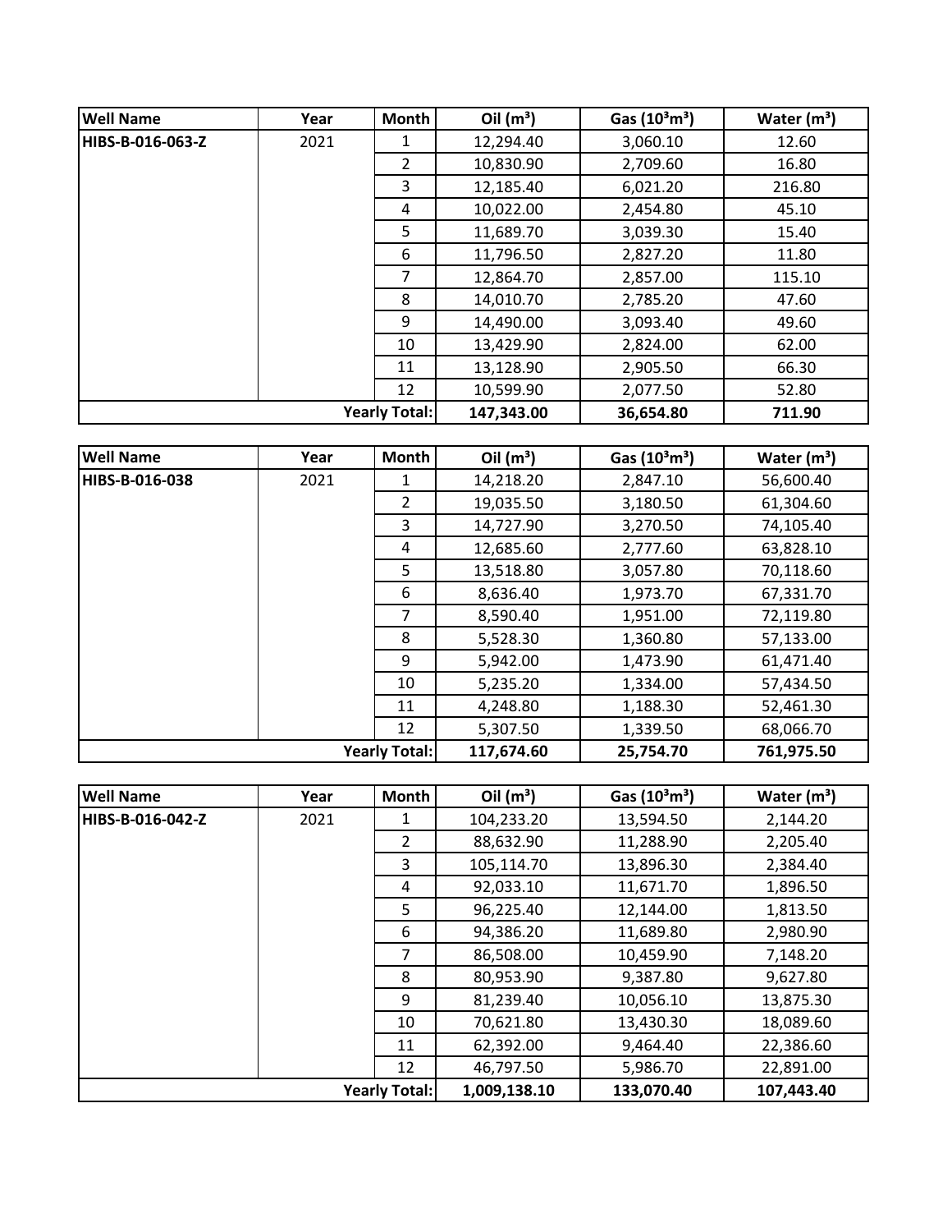| Well Name | Year | Month | Oil ($m^3$) | Gas ($10^3m^3$) | Water ($m^3$) |
|---|---|---|---|---|---|
| HIBS-B-016-063-Z | 2021 | 1 | 12,294.40 | 3,060.10 | 12.60 |
| | | 2 | 10,830.90 | 2,709.60 | 16.80 |
| | | 3 | 12,185.40 | 6,021.20 | 216.80 |
| | | 4 | 10,022.00 | 2,454.80 | 45.10 |
| | | 5 | 11,689.70 | 3,039.30 | 15.40 |
| | | 6 | 11,796.50 | 2,827.20 | 11.80 |
| | | 7 | 12,864.70 | 2,857.00 | 115.10 |
| | | 8 | 14,010.70 | 2,785.20 | 47.60 |
| | | 9 | 14,490.00 | 3,093.40 | 49.60 |
| | | 10 | 13,429.90 | 2,824.00 | 62.00 |
| | | 11 | 13,128.90 | 2,905.50 | 66.30 |
| | | 12 | 10,599.90 | 2,077.50 | 52.80 |
| | | **Yearly Total:** | **147,343.00** | **36,654.80** | **711.90** |

| Well Name | Year | Month | Oil ($m^3$) | Gas ($10^3m^3$) | Water ($m^3$) |
|---|---|---|---|---|---|
| HIBS-B-016-038 | 2021 | 1 | 14,218.20 | 2,847.10 | 56,600.40 |
| | | 2 | 19,035.50 | 3,180.50 | 61,304.60 |
| | | 3 | 14,727.90 | 3,270.50 | 74,105.40 |
| | | 4 | 12,685.60 | 2,777.60 | 63,828.10 |
| | | 5 | 13,518.80 | 3,057.80 | 70,118.60 |
| | | 6 | 8,636.40 | 1,973.70 | 67,331.70 |
| | | 7 | 8,590.40 | 1,951.00 | 72,119.80 |
| | | 8 | 5,528.30 | 1,360.80 | 57,133.00 |
| | | 9 | 5,942.00 | 1,473.90 | 61,471.40 |
| | | 10 | 5,235.20 | 1,334.00 | 57,434.50 |
| | | 11 | 4,248.80 | 1,188.30 | 52,461.30 |
| | | 12 | 5,307.50 | 1,339.50 | 68,066.70 |
| | | **Yearly Total:** | **117,674.60** | **25,754.70** | **761,975.50** |

| Well Name | Year | Month | Oil ($m^3$) | Gas ($10^3m^3$) | Water ($m^3$) |
|---|---|---|---|---|---|
| HIBS-B-016-042-Z | 2021 | 1 | 104,233.20 | 13,594.50 | 2,144.20 |
| | | 2 | 88,632.90 | 11,288.90 | 2,205.40 |
| | | 3 | 105,114.70 | 13,896.30 | 2,384.40 |
| | | 4 | 92,033.10 | 11,671.70 | 1,896.50 |
| | | 5 | 96,225.40 | 12,144.00 | 1,813.50 |
| | | 6 | 94,386.20 | 11,689.80 | 2,980.90 |
| | | 7 | 86,508.00 | 10,459.90 | 7,148.20 |
| | | 8 | 80,953.90 | 9,387.80 | 9,627.80 |
| | | 9 | 81,239.40 | 10,056.10 | 13,875.30 |
| | | 10 | 70,621.80 | 13,430.30 | 18,089.60 |
| | | 11 | 62,392.00 | 9,464.40 | 22,386.60 |
| | | 12 | 46,797.50 | 5,986.70 | 22,891.00 |
| | | **Yearly Total:** | **1,009,138.10** | **133,070.40** | **107,443.40** |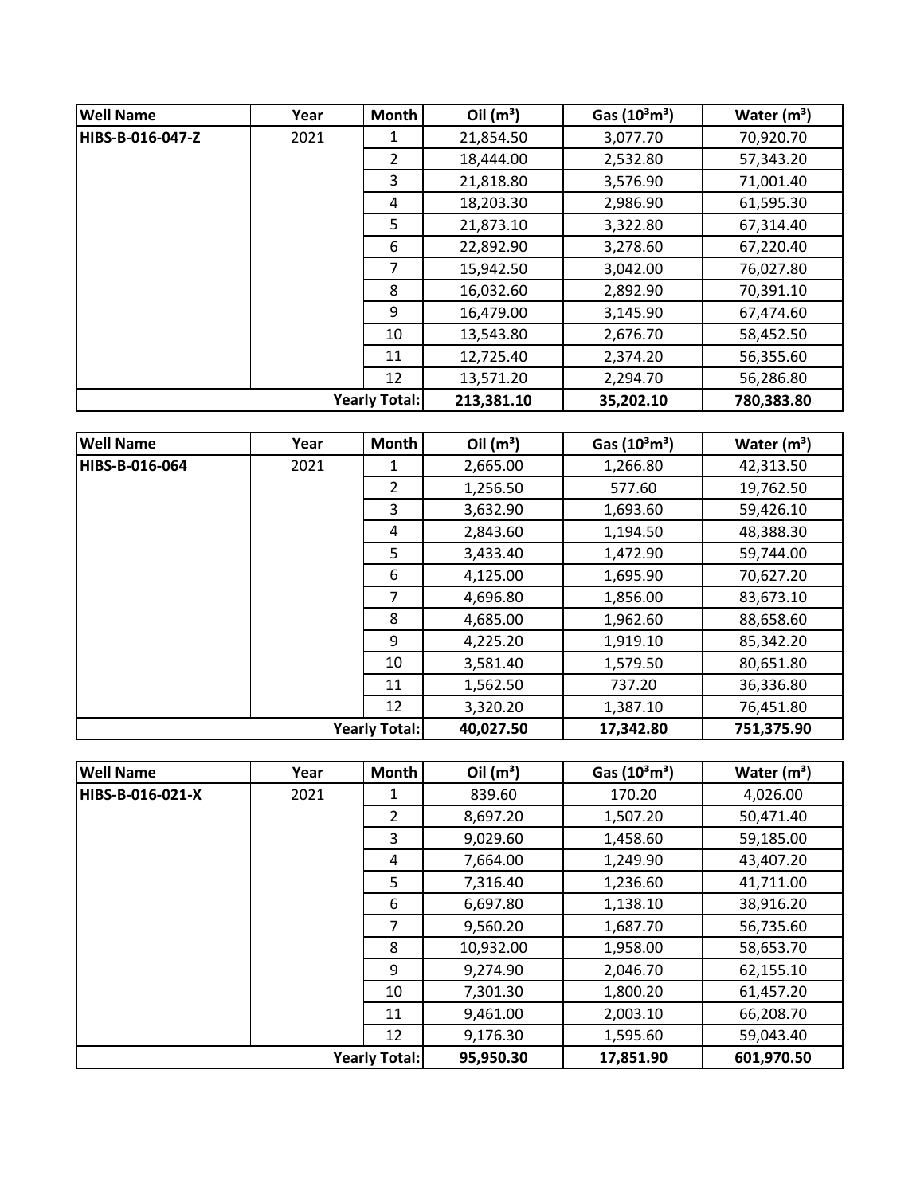| Well Name | Year | Month | Oil ($m^3$) | Gas ($10^3m^3$) | Water ($m^3$) |
|---|---|---|---|---|---|
| HIBS-B-016-047-Z | 2021 | 1 | 21,854.50 | 3,077.70 | 70,920.70 |
| | | 2 | 18,444.00 | 2,532.80 | 57,343.20 |
| | | 3 | 21,818.80 | 3,576.90 | 71,001.40 |
| | | 4 | 18,203.30 | 2,986.90 | 61,595.30 |
| | | 5 | 21,873.10 | 3,322.80 | 67,314.40 |
| | | 6 | 22,892.90 | 3,278.60 | 67,220.40 |
| | | 7 | 15,942.50 | 3,042.00 | 76,027.80 |
| | | 8 | 16,032.60 | 2,892.90 | 70,391.10 |
| | | 9 | 16,479.00 | 3,145.90 | 67,474.60 |
| | | 10 | 13,543.80 | 2,676.70 | 58,452.50 |
| | | 11 | 12,725.40 | 2,374.20 | 56,355.60 |
| | | 12 | 13,571.20 | 2,294.70 | 56,286.80 |
| | | **Yearly Total:** | **213,381.10** | **35,202.10** | **780,383.80** |

| Well Name | Year | Month | Oil ($m^3$) | Gas ($10^3m^3$) | Water ($m^3$) |
|---|---|---|---|---|---|
| HIBS-B-016-064 | 2021 | 1 | 2,665.00 | 1,266.80 | 42,313.50 |
| | | 2 | 1,256.50 | 577.60 | 19,762.50 |
| | | 3 | 3,632.90 | 1,693.60 | 59,426.10 |
| | | 4 | 2,843.60 | 1,194.50 | 48,388.30 |
| | | 5 | 3,433.40 | 1,472.90 | 59,744.00 |
| | | 6 | 4,125.00 | 1,695.90 | 70,627.20 |
| | | 7 | 4,696.80 | 1,856.00 | 83,673.10 |
| | | 8 | 4,685.00 | 1,962.60 | 88,658.60 |
| | | 9 | 4,225.20 | 1,919.10 | 85,342.20 |
| | | 10 | 3,581.40 | 1,579.50 | 80,651.80 |
| | | 11 | 1,562.50 | 737.20 | 36,336.80 |
| | | 12 | 3,320.20 | 1,387.10 | 76,451.80 |
| | | **Yearly Total:** | **40,027.50** | **17,342.80** | **751,375.90** |

| Well Name | Year | Month | Oil ($m^3$) | Gas ($10^3m^3$) | Water ($m^3$) |
|---|---|---|---|---|---|
| HIBS-B-016-021-X | 2021 | 1 | 839.60 | 170.20 | 4,026.00 |
| | | 2 | 8,697.20 | 1,507.20 | 50,471.40 |
| | | 3 | 9,029.60 | 1,458.60 | 59,185.00 |
| | | 4 | 7,664.00 | 1,249.90 | 43,407.20 |
| | | 5 | 7,316.40 | 1,236.60 | 41,711.00 |
| | | 6 | 6,697.80 | 1,138.10 | 38,916.20 |
| | | 7 | 9,560.20 | 1,687.70 | 56,735.60 |
| | | 8 | 10,932.00 | 1,958.00 | 58,653.70 |
| | | 9 | 9,274.90 | 2,046.70 | 62,155.10 |
| | | 10 | 7,301.30 | 1,800.20 | 61,457.20 |
| | | 11 | 9,461.00 | 2,003.10 | 66,208.70 |
| | | 12 | 9,176.30 | 1,595.60 | 59,043.40 |
| | | **Yearly Total:** | **95,950.30** | **17,851.90** | **601,970.50** |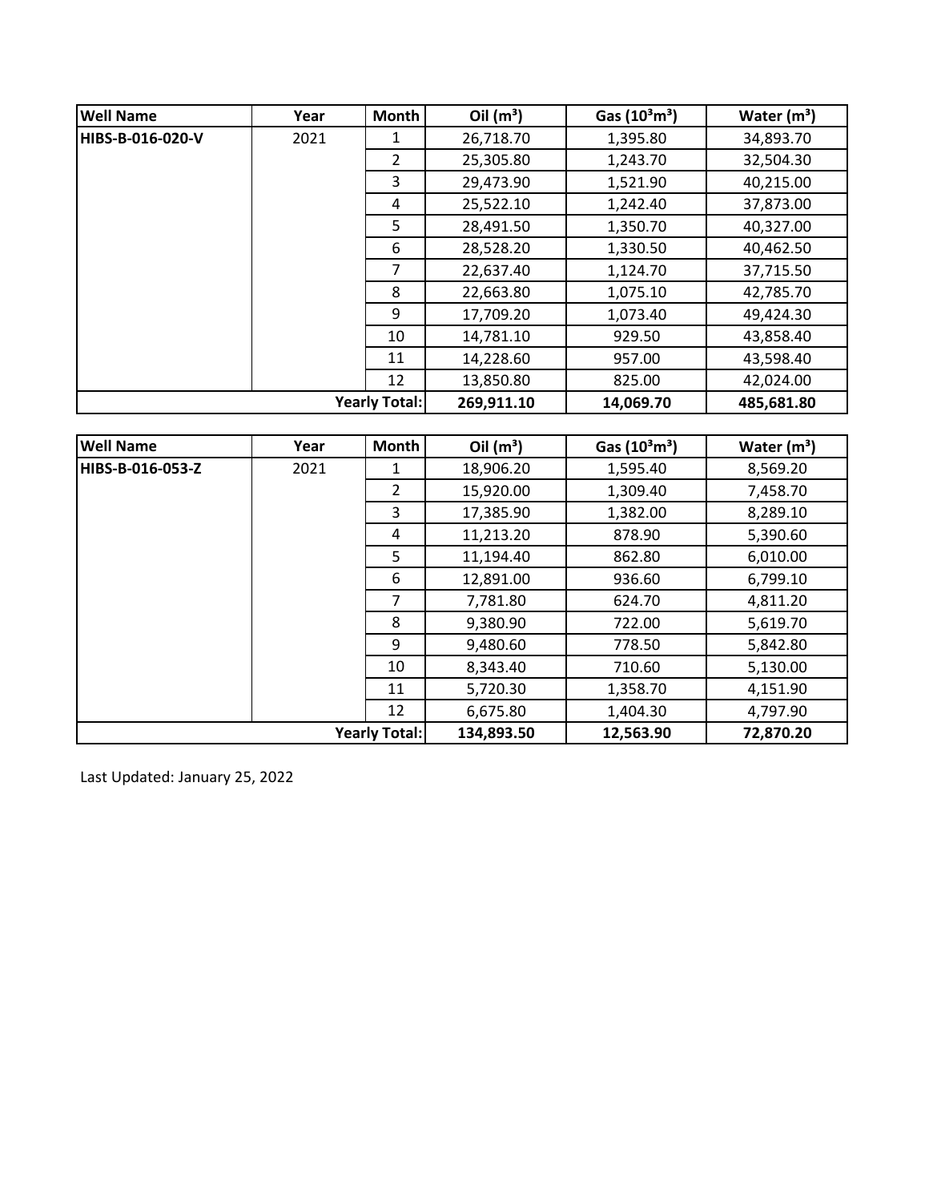| Well Name | Year | Month | Oil ($m^3$) | Gas ($10^3m^3$) | Water ($m^3$) |
|---|---|---|---|---|---|
| **HIBS-B-016-020-V** | 2021 | 1 | 26,718.70 | 1,395.80 | 34,893.70 |
| | | 2 | 25,305.80 | 1,243.70 | 32,504.30 |
| | | 3 | 29,473.90 | 1,521.90 | 40,215.00 |
| | | 4 | 25,522.10 | 1,242.40 | 37,873.00 |
| | | 5 | 28,491.50 | 1,350.70 | 40,327.00 |
| | | 6 | 28,528.20 | 1,330.50 | 40,462.50 |
| | | 7 | 22,637.40 | 1,124.70 | 37,715.50 |
| | | 8 | 22,663.80 | 1,075.10 | 42,785.70 |
| | | 9 | 17,709.20 | 1,073.40 | 49,424.30 |
| | | 10 | 14,781.10 | 929.50 | 43,858.40 |
| | | 11 | 14,228.60 | 957.00 | 43,598.40 |
| | | 12 | 13,850.80 | 825.00 | 42,024.00 |
| | | **Yearly Total:** | **269,911.10** | **14,069.70** | **485,681.80** |

| Well Name | Year | Month | Oil ($m^3$) | Gas ($10^3m^3$) | Water ($m^3$) |
|---|---|---|---|---|---|
| **HIBS-B-016-053-Z** | 2021 | 1 | 18,906.20 | 1,595.40 | 8,569.20 |
| | | 2 | 15,920.00 | 1,309.40 | 7,458.70 |
| | | 3 | 17,385.90 | 1,382.00 | 8,289.10 |
| | | 4 | 11,213.20 | 878.90 | 5,390.60 |
| | | 5 | 11,194.40 | 862.80 | 6,010.00 |
| | | 6 | 12,891.00 | 936.60 | 6,799.10 |
| | | 7 | 7,781.80 | 624.70 | 4,811.20 |
| | | 8 | 9,380.90 | 722.00 | 5,619.70 |
| | | 9 | 9,480.60 | 778.50 | 5,842.80 |
| | | 10 | 8,343.40 | 710.60 | 5,130.00 |
| | | 11 | 5,720.30 | 1,358.70 | 4,151.90 |
| | | 12 | 6,675.80 | 1,404.30 | 4,797.90 |
| | | **Yearly Total:** | **134,893.50** | **12,563.90** | **72,870.20** |

Last Updated: January 25, 2022